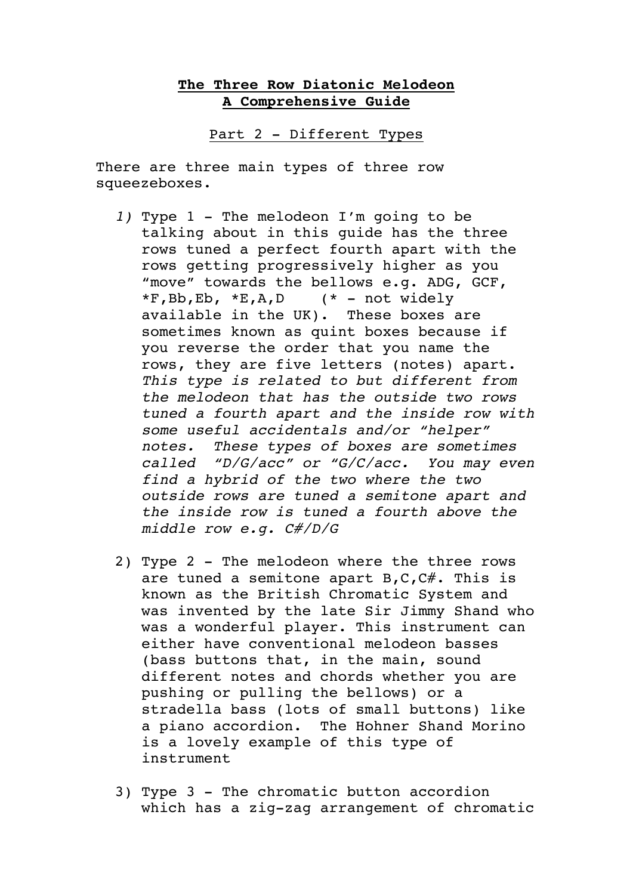**The Three Row Diatonic Melodeon**
**A Comprehensive Guide**

Part 2 - Different Types

There are three main types of three row squeezeboxes.

1) Type 1 - The melodeon I'm going to be talking about in this guide has the three rows tuned a perfect fourth apart with the rows getting progressively higher as you "move" towards the bellows e.g. ADG, GCF, *F,Bb,Eb, *E,A,D (* - not widely available in the UK). These boxes are sometimes known as quint boxes because if you reverse the order that you name the rows, they are five letters (notes) apart. *This type is related to but different from the melodeon that has the outside two rows tuned a fourth apart and the inside row with some useful accidentals and/or "helper" notes. These types of boxes are sometimes called "D/G/acc" or "G/C/acc. You may even find a hybrid of the two where the two outside rows are tuned a semitone apart and the inside row is tuned a fourth above the middle row e.g. C#/D/G*

2) Type 2 - The melodeon where the three rows are tuned a semitone apart B,C,C#. This is known as the British Chromatic System and was invented by the late Sir Jimmy Shand who was a wonderful player. This instrument can either have conventional melodeon basses (bass buttons that, in the main, sound different notes and chords whether you are pushing or pulling the bellows) or a stradella bass (lots of small buttons) like a piano accordion. The Hohner Shand Morino is a lovely example of this type of instrument

3) Type 3 - The chromatic button accordion which has a zig-zag arrangement of chromatic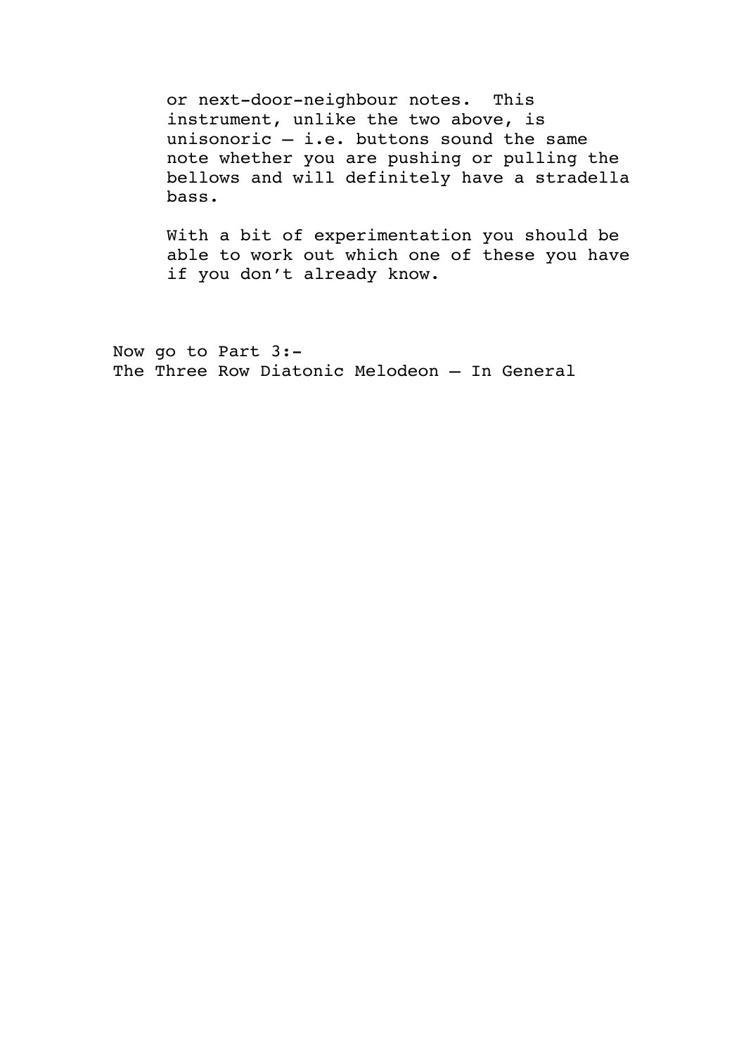or next-door-neighbour notes. This instrument, unlike the two above, is unisonoric – i.e. buttons sound the same note whether you are pushing or pulling the bellows and will definitely have a stradella bass.

With a bit of experimentation you should be able to work out which one of these you have if you don't already know.

Now go to Part 3:-
The Three Row Diatonic Melodeon – In General